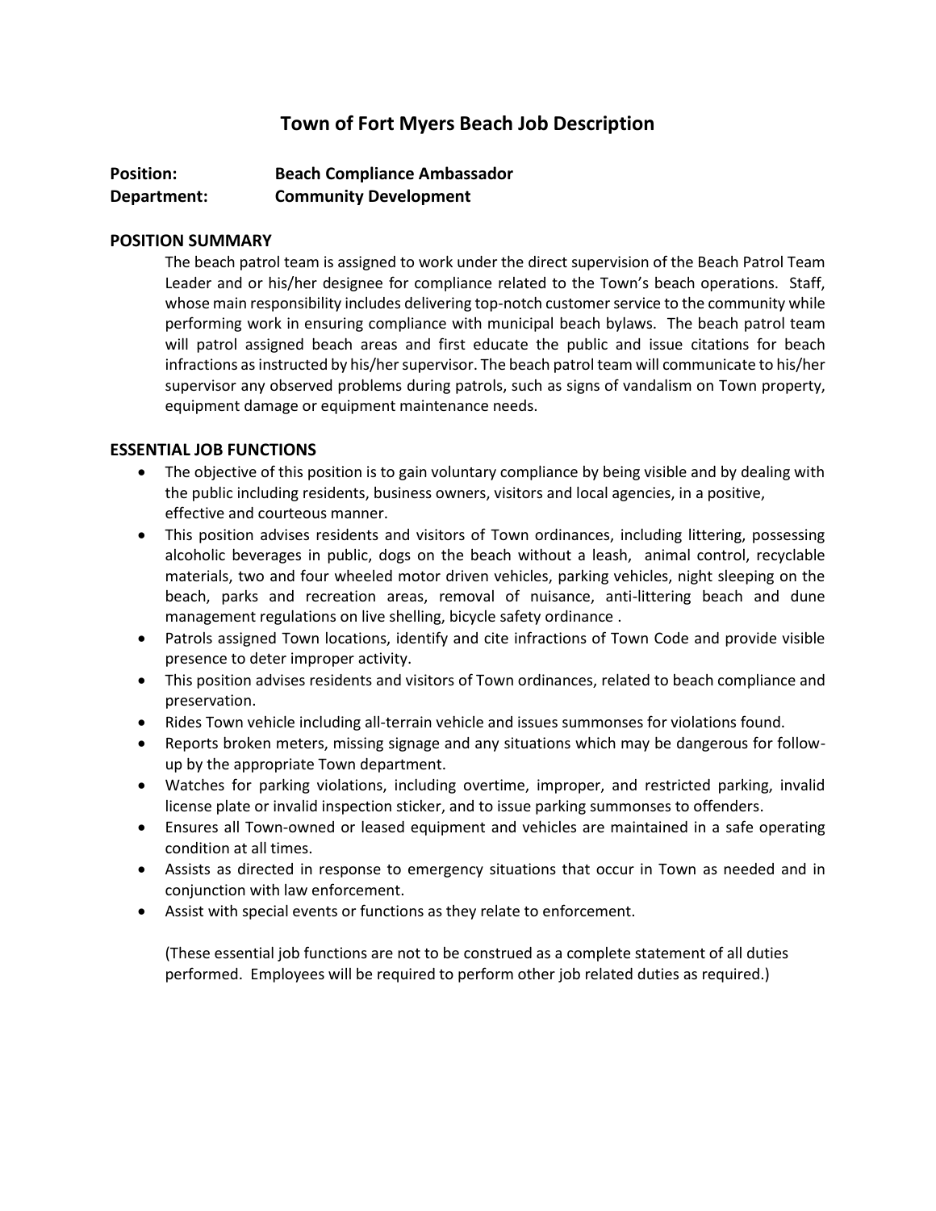# Town of Fort Myers Beach Job Description

**Position:** Beach Compliance Ambassador
**Department:** Community Development

## POSITION SUMMARY

The beach patrol team is assigned to work under the direct supervision of the Beach Patrol Team Leader and or his/her designee for compliance related to the Town's beach operations. Staff, whose main responsibility includes delivering top-notch customer service to the community while performing work in ensuring compliance with municipal beach bylaws. The beach patrol team will patrol assigned beach areas and first educate the public and issue citations for beach infractions as instructed by his/her supervisor. The beach patrol team will communicate to his/her supervisor any observed problems during patrols, such as signs of vandalism on Town property, equipment damage or equipment maintenance needs.

## ESSENTIAL JOB FUNCTIONS

- The objective of this position is to gain voluntary compliance by being visible and by dealing with the public including residents, business owners, visitors and local agencies, in a positive, effective and courteous manner.
- This position advises residents and visitors of Town ordinances, including littering, possessing alcoholic beverages in public, dogs on the beach without a leash, animal control, recyclable materials, two and four wheeled motor driven vehicles, parking vehicles, night sleeping on the beach, parks and recreation areas, removal of nuisance, anti-littering beach and dune management regulations on live shelling, bicycle safety ordinance .
- Patrols assigned Town locations, identify and cite infractions of Town Code and provide visible presence to deter improper activity.
- This position advises residents and visitors of Town ordinances, related to beach compliance and preservation.
- Rides Town vehicle including all-terrain vehicle and issues summonses for violations found.
- Reports broken meters, missing signage and any situations which may be dangerous for follow-up by the appropriate Town department.
- Watches for parking violations, including overtime, improper, and restricted parking, invalid license plate or invalid inspection sticker, and to issue parking summonses to offenders.
- Ensures all Town-owned or leased equipment and vehicles are maintained in a safe operating condition at all times.
- Assists as directed in response to emergency situations that occur in Town as needed and in conjunction with law enforcement.
- Assist with special events or functions as they relate to enforcement.

(These essential job functions are not to be construed as a complete statement of all duties performed. Employees will be required to perform other job related duties as required.)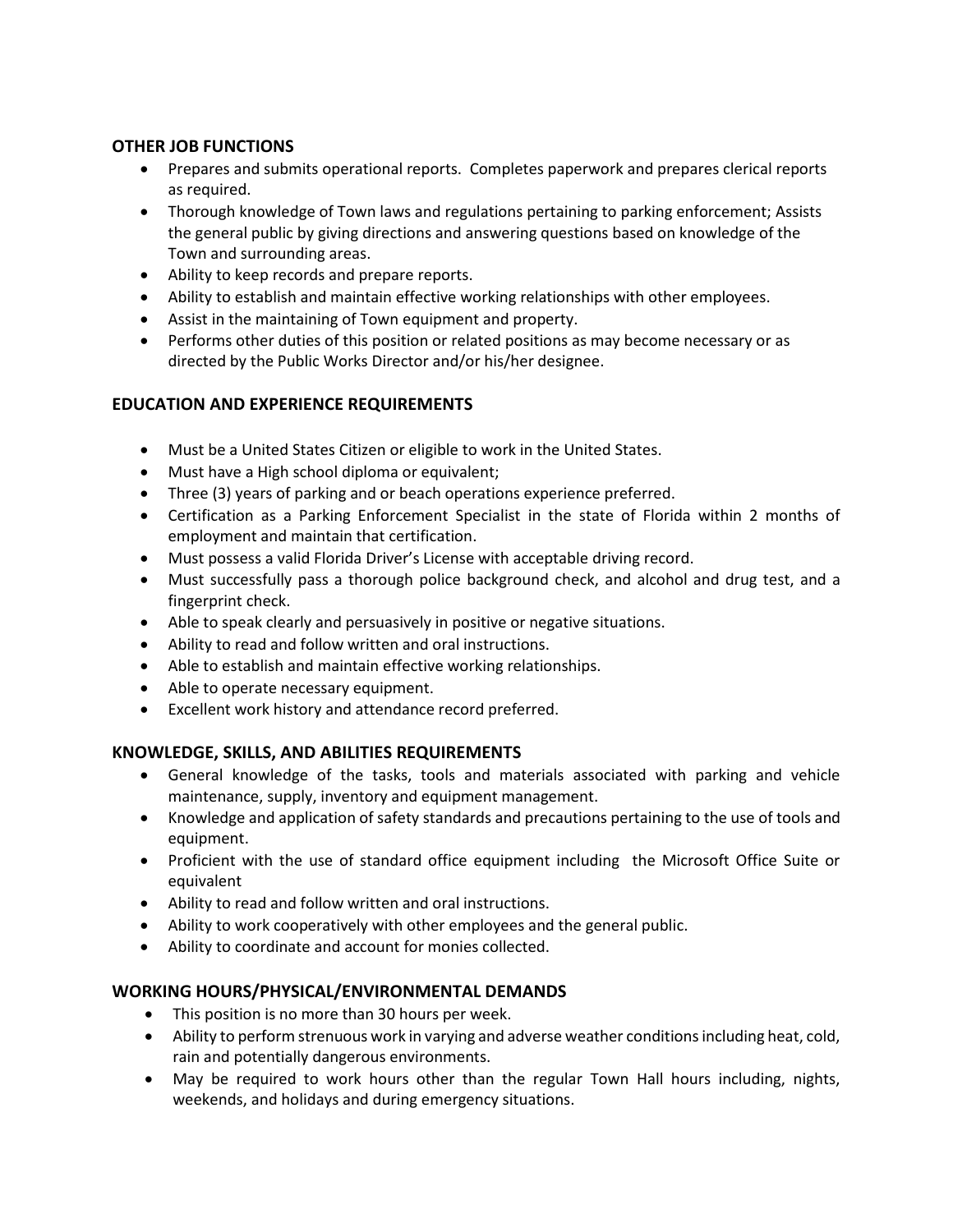## OTHER JOB FUNCTIONS

- Prepares and submits operational reports. Completes paperwork and prepares clerical reports as required.
- Thorough knowledge of Town laws and regulations pertaining to parking enforcement; Assists the general public by giving directions and answering questions based on knowledge of the Town and surrounding areas.
- Ability to keep records and prepare reports.
- Ability to establish and maintain effective working relationships with other employees.
- Assist in the maintaining of Town equipment and property.
- Performs other duties of this position or related positions as may become necessary or as directed by the Public Works Director and/or his/her designee.

## EDUCATION AND EXPERIENCE REQUIREMENTS

- Must be a United States Citizen or eligible to work in the United States.
- Must have a High school diploma or equivalent;
- Three (3) years of parking and or beach operations experience preferred.
- Certification as a Parking Enforcement Specialist in the state of Florida within 2 months of employment and maintain that certification.
- Must possess a valid Florida Driver's License with acceptable driving record.
- Must successfully pass a thorough police background check, and alcohol and drug test, and a fingerprint check.
- Able to speak clearly and persuasively in positive or negative situations.
- Ability to read and follow written and oral instructions.
- Able to establish and maintain effective working relationships.
- Able to operate necessary equipment.
- Excellent work history and attendance record preferred.

## KNOWLEDGE, SKILLS, AND ABILITIES REQUIREMENTS

- General knowledge of the tasks, tools and materials associated with parking and vehicle maintenance, supply, inventory and equipment management.
- Knowledge and application of safety standards and precautions pertaining to the use of tools and equipment.
- Proficient with the use of standard office equipment including the Microsoft Office Suite or equivalent
- Ability to read and follow written and oral instructions.
- Ability to work cooperatively with other employees and the general public.
- Ability to coordinate and account for monies collected.

## WORKING HOURS/PHYSICAL/ENVIRONMENTAL DEMANDS

- This position is no more than 30 hours per week.
- Ability to perform strenuous work in varying and adverse weather conditions including heat, cold, rain and potentially dangerous environments.
- May be required to work hours other than the regular Town Hall hours including, nights, weekends, and holidays and during emergency situations.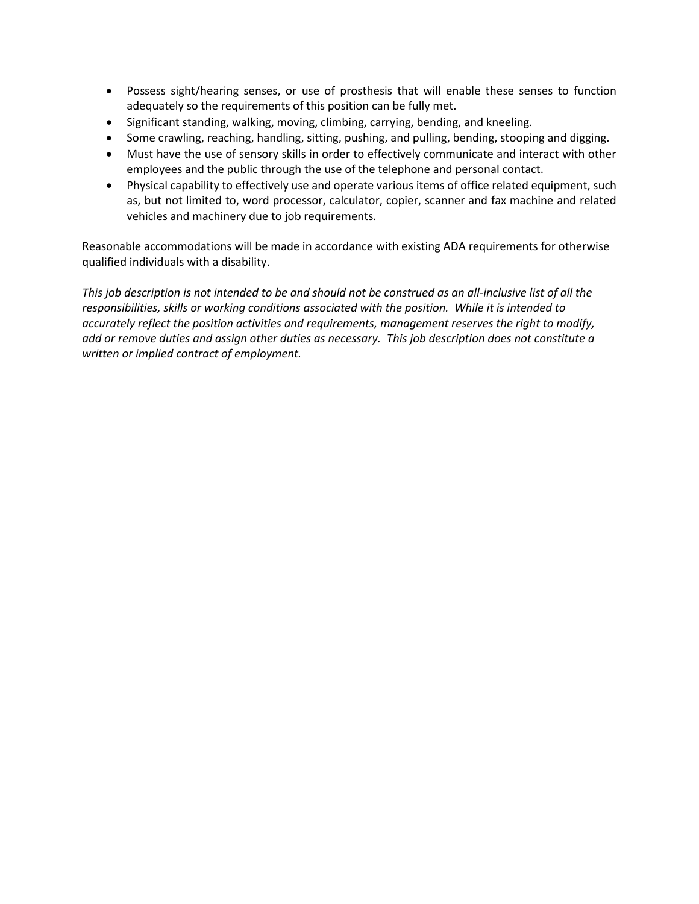- Possess sight/hearing senses, or use of prosthesis that will enable these senses to function adequately so the requirements of this position can be fully met.
- Significant standing, walking, moving, climbing, carrying, bending, and kneeling.
- Some crawling, reaching, handling, sitting, pushing, and pulling, bending, stooping and digging.
- Must have the use of sensory skills in order to effectively communicate and interact with other employees and the public through the use of the telephone and personal contact.
- Physical capability to effectively use and operate various items of office related equipment, such as, but not limited to, word processor, calculator, copier, scanner and fax machine and related vehicles and machinery due to job requirements.

Reasonable accommodations will be made in accordance with existing ADA requirements for otherwise qualified individuals with a disability.

*This job description is not intended to be and should not be construed as an all-inclusive list of all the responsibilities, skills or working conditions associated with the position. While it is intended to accurately reflect the position activities and requirements, management reserves the right to modify, add or remove duties and assign other duties as necessary. This job description does not constitute a written or implied contract of employment.*